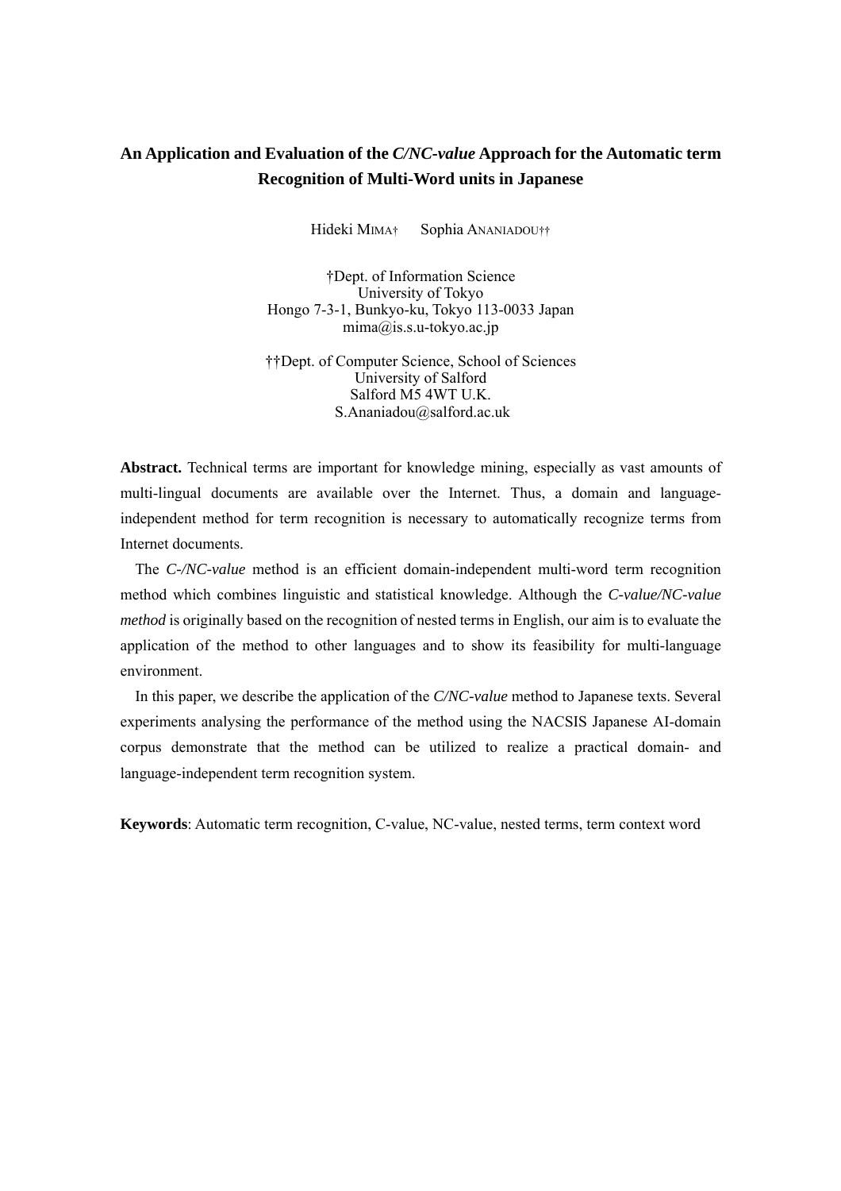# An Application and Evaluation of the *C/NC-value* Approach for the Automatic term Recognition of Multi-Word units in Japanese

Hideki MIMA† Sophia ANANIADOU††

†Dept. of Information Science
University of Tokyo
Hongo 7-3-1, Bunkyo-ku, Tokyo 113-0033 Japan
mima@is.s.u-tokyo.ac.jp

††Dept. of Computer Science, School of Sciences
University of Salford
Salford M5 4WT U.K.
S.Ananiadou@salford.ac.uk

**Abstract.** Technical terms are important for knowledge mining, especially as vast amounts of multi-lingual documents are available over the Internet. Thus, a domain and language-independent method for term recognition is necessary to automatically recognize terms from Internet documents.

The *C-/NC-value* method is an efficient domain-independent multi-word term recognition method which combines linguistic and statistical knowledge. Although the *C-value/NC-value method* is originally based on the recognition of nested terms in English, our aim is to evaluate the application of the method to other languages and to show its feasibility for multi-language environment.

In this paper, we describe the application of the *C/NC-value* method to Japanese texts. Several experiments analysing the performance of the method using the NACSIS Japanese AI-domain corpus demonstrate that the method can be utilized to realize a practical domain- and language-independent term recognition system.

**Keywords**: Automatic term recognition, C-value, NC-value, nested terms, term context word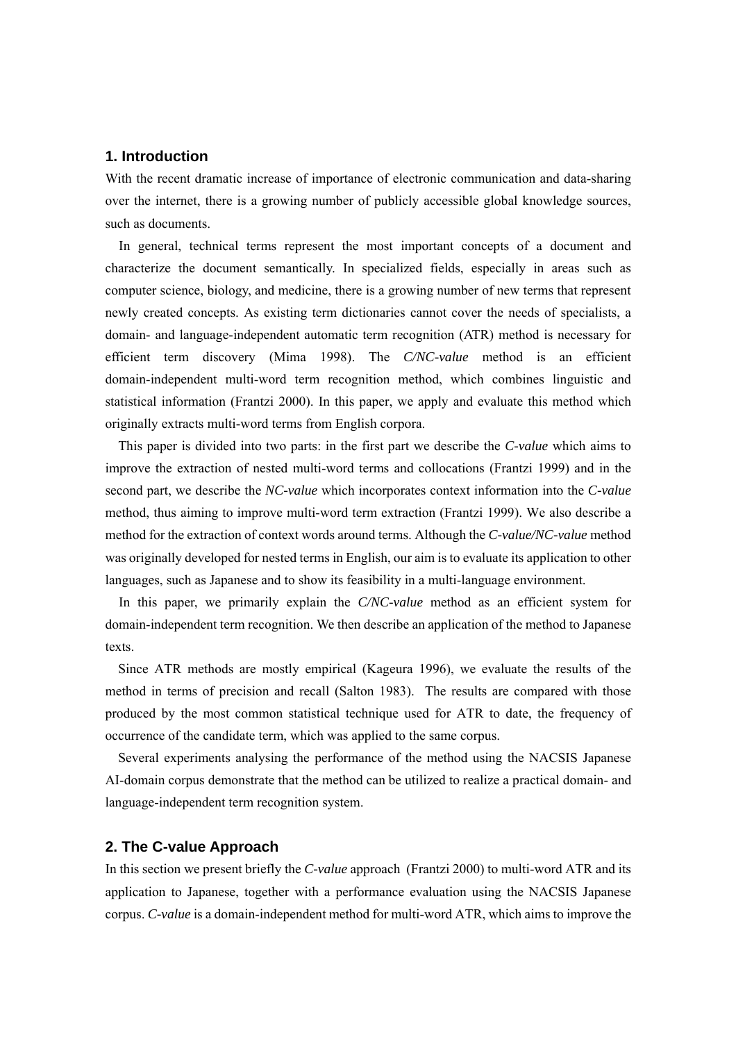## 1. Introduction

With the recent dramatic increase of importance of electronic communication and data-sharing over the internet, there is a growing number of publicly accessible global knowledge sources, such as documents.

In general, technical terms represent the most important concepts of a document and characterize the document semantically. In specialized fields, especially in areas such as computer science, biology, and medicine, there is a growing number of new terms that represent newly created concepts. As existing term dictionaries cannot cover the needs of specialists, a domain- and language-independent automatic term recognition (ATR) method is necessary for efficient term discovery (Mima 1998). The *C/NC-value* method is an efficient domain-independent multi-word term recognition method, which combines linguistic and statistical information (Frantzi 2000). In this paper, we apply and evaluate this method which originally extracts multi-word terms from English corpora.

This paper is divided into two parts: in the first part we describe the *C-value* which aims to improve the extraction of nested multi-word terms and collocations (Frantzi 1999) and in the second part, we describe the *NC-value* which incorporates context information into the *C-value* method, thus aiming to improve multi-word term extraction (Frantzi 1999). We also describe a method for the extraction of context words around terms. Although the *C-value/NC-value* method was originally developed for nested terms in English, our aim is to evaluate its application to other languages, such as Japanese and to show its feasibility in a multi-language environment.

In this paper, we primarily explain the *C/NC-value* method as an efficient system for domain-independent term recognition. We then describe an application of the method to Japanese texts.

Since ATR methods are mostly empirical (Kageura 1996), we evaluate the results of the method in terms of precision and recall (Salton 1983). The results are compared with those produced by the most common statistical technique used for ATR to date, the frequency of occurrence of the candidate term, which was applied to the same corpus.

Several experiments analysing the performance of the method using the NACSIS Japanese AI-domain corpus demonstrate that the method can be utilized to realize a practical domain- and language-independent term recognition system.

## 2. The C-value Approach

In this section we present briefly the *C-value* approach (Frantzi 2000) to multi-word ATR and its application to Japanese, together with a performance evaluation using the NACSIS Japanese corpus. *C-value* is a domain-independent method for multi-word ATR, which aims to improve the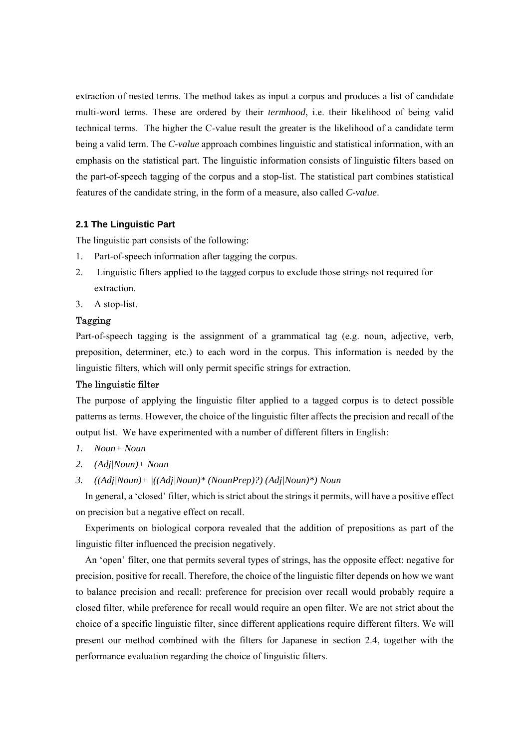extraction of nested terms. The method takes as input a corpus and produces a list of candidate multi-word terms. These are ordered by their *termhood*, i.e. their likelihood of being valid technical terms. The higher the C-value result the greater is the likelihood of a candidate term being a valid term. The *C-value* approach combines linguistic and statistical information, with an emphasis on the statistical part. The linguistic information consists of linguistic filters based on the part-of-speech tagging of the corpus and a stop-list. The statistical part combines statistical features of the candidate string, in the form of a measure, also called *C-value*.

### 2.1 The Linguistic Part

The linguistic part consists of the following:

1. Part-of-speech information after tagging the corpus.
2. Linguistic filters applied to the tagged corpus to exclude those strings not required for extraction.
3. A stop-list.

#### Tagging

Part-of-speech tagging is the assignment of a grammatical tag (e.g. noun, adjective, verb, preposition, determiner, etc.) to each word in the corpus. This information is needed by the linguistic filters, which will only permit specific strings for extraction.

#### The linguistic filter

The purpose of applying the linguistic filter applied to a tagged corpus is to detect possible patterns as terms. However, the choice of the linguistic filter affects the precision and recall of the output list. We have experimented with a number of different filters in English:

1. *Noun+ Noun*
2. *(Adj|Noun)+ Noun*
3. *((Adj|Noun)+ |((Adj|Noun)* (NounPrep)?) (Adj|Noun)*) Noun*

In general, a 'closed' filter, which is strict about the strings it permits, will have a positive effect on precision but a negative effect on recall.

Experiments on biological corpora revealed that the addition of prepositions as part of the linguistic filter influenced the precision negatively.

An 'open' filter, one that permits several types of strings, has the opposite effect: negative for precision, positive for recall. Therefore, the choice of the linguistic filter depends on how we want to balance precision and recall: preference for precision over recall would probably require a closed filter, while preference for recall would require an open filter. We are not strict about the choice of a specific linguistic filter, since different applications require different filters. We will present our method combined with the filters for Japanese in section 2.4, together with the performance evaluation regarding the choice of linguistic filters.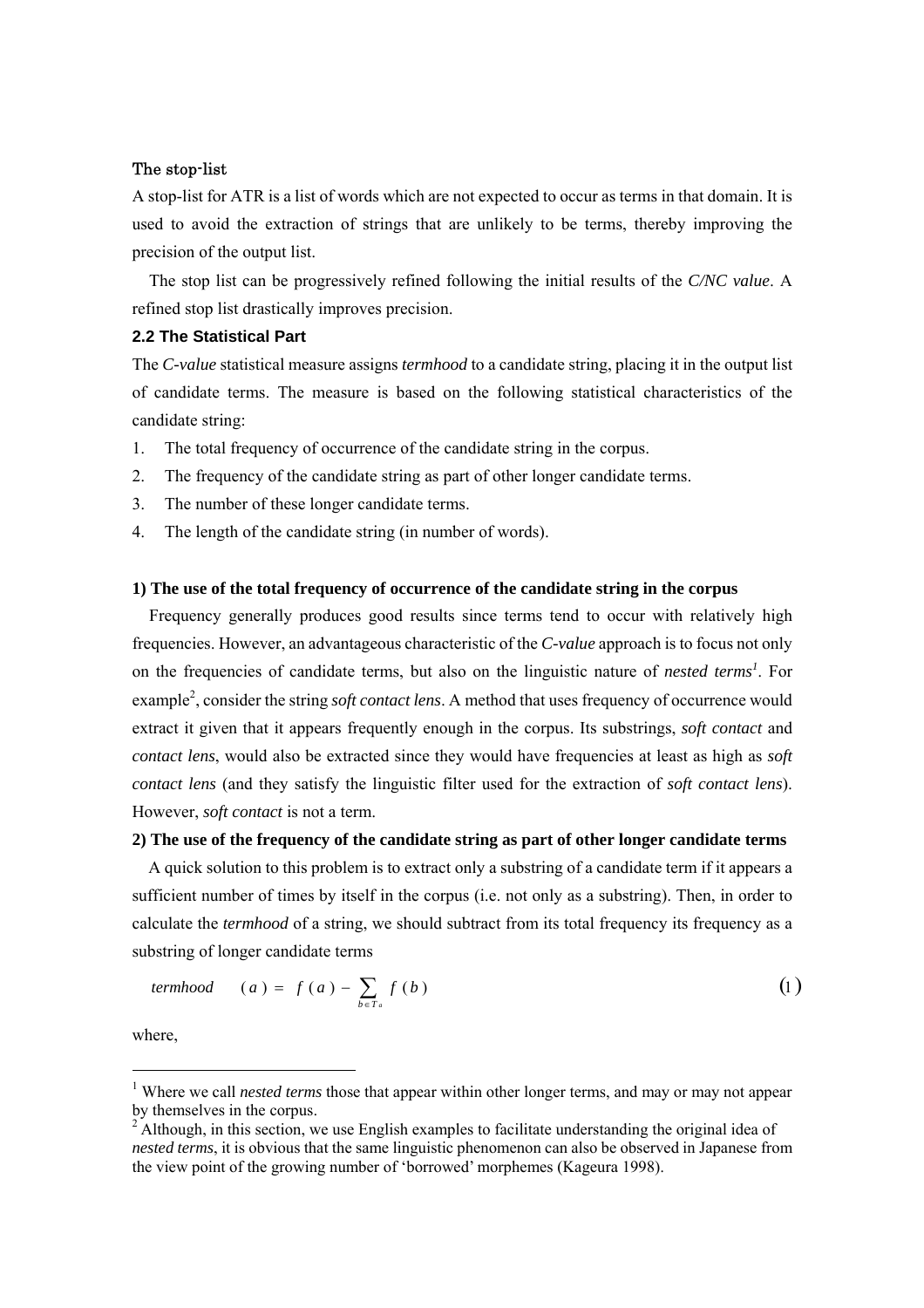The stop-list

A stop-list for ATR is a list of words which are not expected to occur as terms in that domain. It is used to avoid the extraction of strings that are unlikely to be terms, thereby improving the precision of the output list.

The stop list can be progressively refined following the initial results of the *C/NC value*. A refined stop list drastically improves precision.

### 2.2 The Statistical Part

The *C-value* statistical measure assigns *termhood* to a candidate string, placing it in the output list of candidate terms. The measure is based on the following statistical characteristics of the candidate string:

1. The total frequency of occurrence of the candidate string in the corpus.
2. The frequency of the candidate string as part of other longer candidate terms.
3. The number of these longer candidate terms.
4. The length of the candidate string (in number of words).

**1) The use of the total frequency of occurrence of the candidate string in the corpus**

Frequency generally produces good results since terms tend to occur with relatively high frequencies. However, an advantageous characteristic of the *C-value* approach is to focus not only on the frequencies of candidate terms, but also on the linguistic nature of *nested terms*[1]. For example[2], consider the string *soft contact lens*. A method that uses frequency of occurrence would extract it given that it appears frequently enough in the corpus. Its substrings, *soft contact* and *contact lens*, would also be extracted since they would have frequencies at least as high as *soft contact lens* (and they satisfy the linguistic filter used for the extraction of *soft contact lens*). However, *soft contact* is not a term.

**2) The use of the frequency of the candidate string as part of other longer candidate terms**

A quick solution to this problem is to extract only a substring of a candidate term if it appears a sufficient number of times by itself in the corpus (i.e. not only as a substring). Then, in order to calculate the *termhood* of a string, we should subtract from its total frequency its frequency as a substring of longer candidate terms

$$termhood(a) = f(a) - \sum_{b \in T_a} f(b) \qquad (1)$$

where,

[1] Where we call *nested terms* those that appear within other longer terms, and may or may not appear by themselves in the corpus.

[2] Although, in this section, we use English examples to facilitate understanding the original idea of *nested terms*, it is obvious that the same linguistic phenomenon can also be observed in Japanese from the view point of the growing number of 'borrowed' morphemes (Kageura 1998).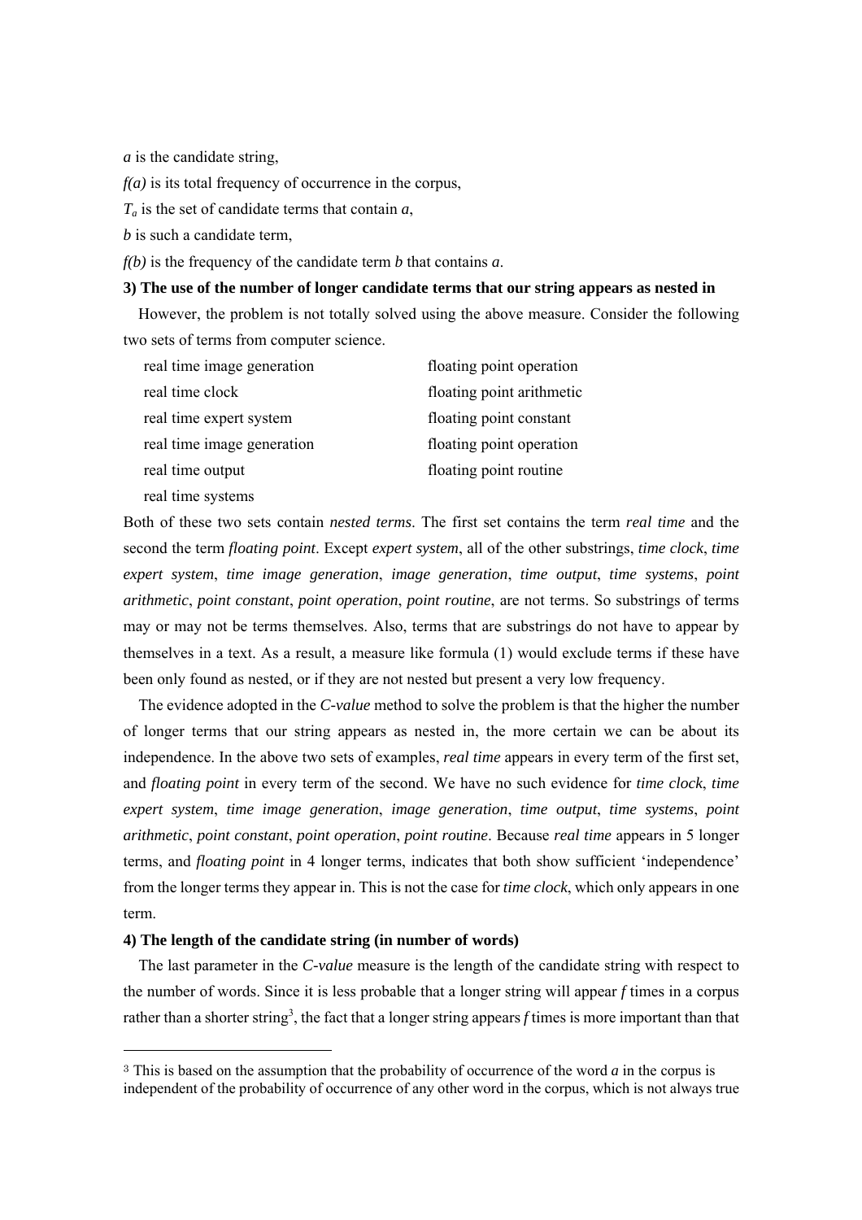$a$ is the candidate string,

$f(a)$ is its total frequency of occurrence in the corpus,

$T_a$ is the set of candidate terms that contain $a$,

$b$ is such a candidate term,

$f(b)$ is the frequency of the candidate term $b$ that contains $a$.

**3) The use of the number of longer candidate terms that our string appears as nested in**

However, the problem is not totally solved using the above measure. Consider the following two sets of terms from computer science.

| | |
|---|---|
| real time image generation | floating point operation |
| real time clock | floating point arithmetic |
| real time expert system | floating point constant |
| real time image generation | floating point operation |
| real time output | floating point routine |
| real time systems | |

Both of these two sets contain *nested terms*. The first set contains the term *real time* and the second the term *floating point*. Except *expert system*, all of the other substrings, *time clock*, *time expert system*, *time image generation*, *image generation*, *time output*, *time systems*, *point arithmetic*, *point constant*, *point operation*, *point routine*, are not terms. So substrings of terms may or may not be terms themselves. Also, terms that are substrings do not have to appear by themselves in a text. As a result, a measure like formula (1) would exclude terms if these have been only found as nested, or if they are not nested but present a very low frequency.

The evidence adopted in the *C-value* method to solve the problem is that the higher the number of longer terms that our string appears as nested in, the more certain we can be about its independence. In the above two sets of examples, *real time* appears in every term of the first set, and *floating point* in every term of the second. We have no such evidence for *time clock*, *time expert system*, *time image generation*, *image generation*, *time output*, *time systems*, *point arithmetic*, *point constant*, *point operation*, *point routine*. Because *real time* appears in 5 longer terms, and *floating point* in 4 longer terms, indicates that both show sufficient 'independence' from the longer terms they appear in. This is not the case for *time clock*, which only appears in one term.

**4) The length of the candidate string (in number of words)**

The last parameter in the *C-value* measure is the length of the candidate string with respect to the number of words. Since it is less probable that a longer string will appear $f$ times in a corpus rather than a shorter string[3], the fact that a longer string appears $f$ times is more important than that

---

[3] This is based on the assumption that the probability of occurrence of the word $a$ in the corpus is independent of the probability of occurrence of any other word in the corpus, which is not always true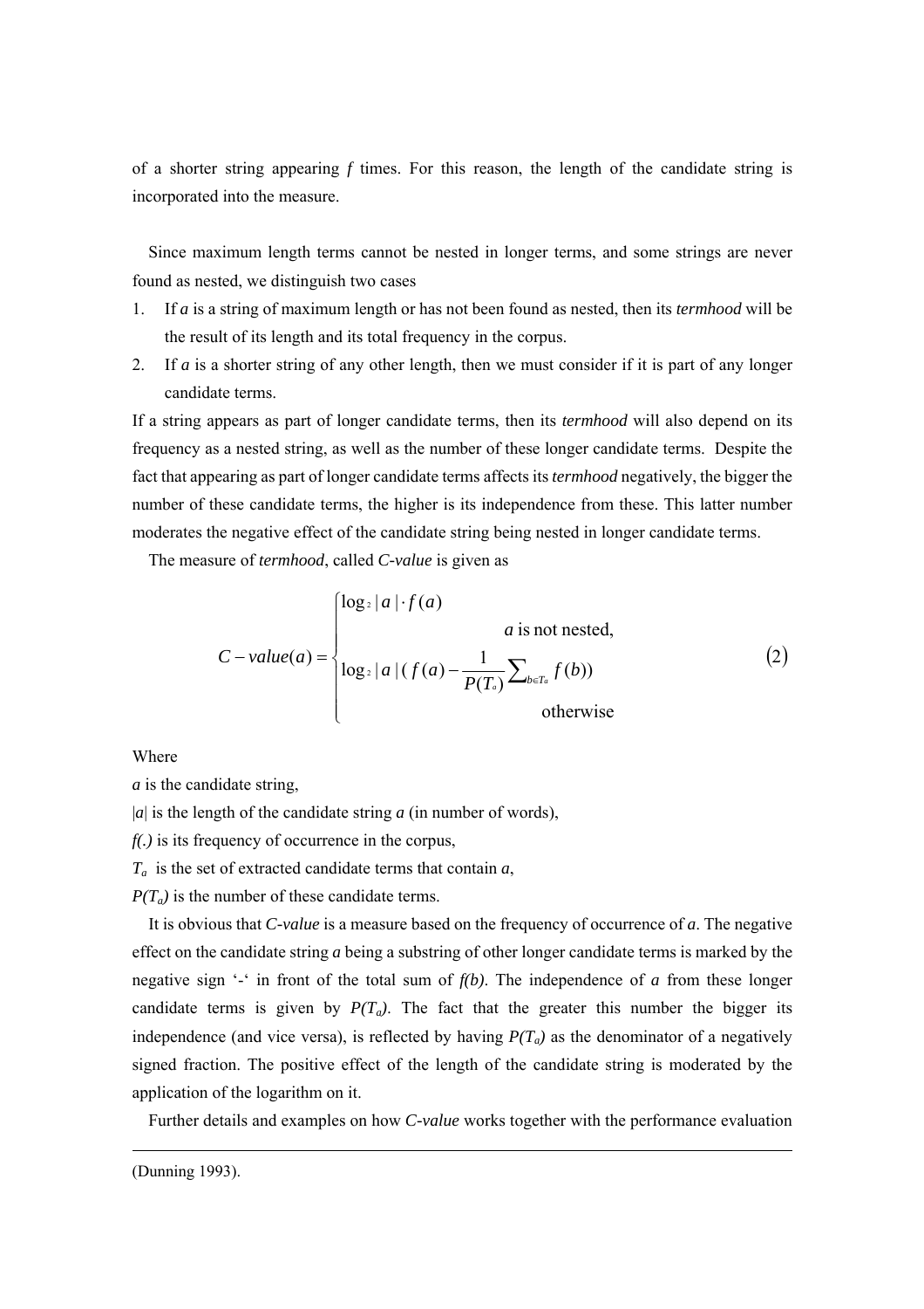of a shorter string appearing *f* times. For this reason, the length of the candidate string is incorporated into the measure.

Since maximum length terms cannot be nested in longer terms, and some strings are never found as nested, we distinguish two cases

1. If *a* is a string of maximum length or has not been found as nested, then its *termhood* will be the result of its length and its total frequency in the corpus.
2. If *a* is a shorter string of any other length, then we must consider if it is part of any longer candidate terms.

If a string appears as part of longer candidate terms, then its *termhood* will also depend on its frequency as a nested string, as well as the number of these longer candidate terms. Despite the fact that appearing as part of longer candidate terms affects its *termhood* negatively, the bigger the number of these candidate terms, the higher is its independence from these. This latter number moderates the negative effect of the candidate string being nested in longer candidate terms.

The measure of *termhood*, called *C-value* is given as

$$C-value(a) = \begin{cases} \log_2 |a| \cdot f(a) & a \text{ is not nested,} \\ \log_2 |a| \left( f(a) - \frac{1}{P(T_a)} \sum_{b \in T_a} f(b) \right) & \text{otherwise} \end{cases} \quad (2)$$

Where

*a* is the candidate string,

$|a|$ is the length of the candidate string *a* (in number of words),

$f(.)$ is its frequency of occurrence in the corpus,

$T_a$ is the set of extracted candidate terms that contain *a*,

$P(T_a)$ is the number of these candidate terms.

It is obvious that *C-value* is a measure based on the frequency of occurrence of *a*. The negative effect on the candidate string *a* being a substring of other longer candidate terms is marked by the negative sign '-' in front of the total sum of $f(b)$. The independence of *a* from these longer candidate terms is given by $P(T_a)$. The fact that the greater this number the bigger its independence (and vice versa), is reflected by having $P(T_a)$ as the denominator of a negatively signed fraction. The positive effect of the length of the candidate string is moderated by the application of the logarithm on it.

Further details and examples on how *C-value* works together with the performance evaluation

(Dunning 1993).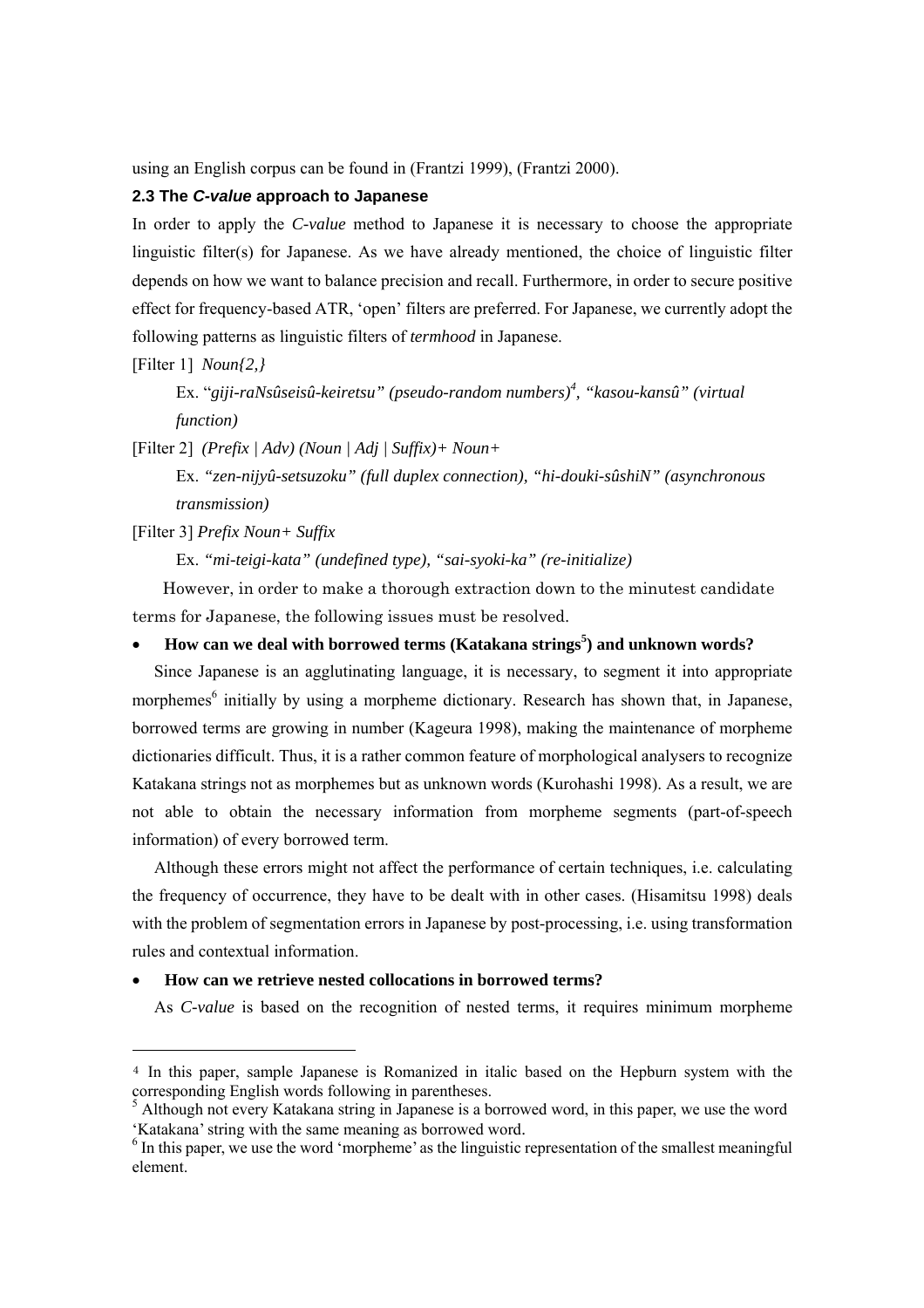using an English corpus can be found in (Frantzi 1999), (Frantzi 2000).

### 2.3 The *C-value* approach to Japanese

In order to apply the *C-value* method to Japanese it is necessary to choose the appropriate linguistic filter(s) for Japanese. As we have already mentioned, the choice of linguistic filter depends on how we want to balance precision and recall. Furthermore, in order to secure positive effect for frequency-based ATR, 'open' filters are preferred. For Japanese, we currently adopt the following patterns as linguistic filters of *termhood* in Japanese.

[Filter 1] *Noun{2,}*

Ex. "*giji-raNsûseisû-keiretsu" (pseudo-random numbers)*[4], *"kasou-kansû" (virtual function)*

[Filter 2] *(Prefix | Adv) (Noun | Adj | Suffix)+ Noun+*

Ex. *"zen-nijyû-setsuzoku" (full duplex connection), "hi-douki-sûshiN" (asynchronous transmission)*

[Filter 3] *Prefix Noun+ Suffix*

Ex. *"mi-teigi-kata" (undefined type), "sai-syoki-ka" (re-initialize)*

However, in order to make a thorough extraction down to the minutest candidate terms for Japanese, the following issues must be resolved.

- **How can we deal with borrowed terms (Katakana strings[5]) and unknown words?**

Since Japanese is an agglutinating language, it is necessary, to segment it into appropriate morphemes[6] initially by using a morpheme dictionary. Research has shown that, in Japanese, borrowed terms are growing in number (Kageura 1998), making the maintenance of morpheme dictionaries difficult. Thus, it is a rather common feature of morphological analysers to recognize Katakana strings not as morphemes but as unknown words (Kurohashi 1998). As a result, we are not able to obtain the necessary information from morpheme segments (part-of-speech information) of every borrowed term.

Although these errors might not affect the performance of certain techniques, i.e. calculating the frequency of occurrence, they have to be dealt with in other cases. (Hisamitsu 1998) deals with the problem of segmentation errors in Japanese by post-processing, i.e. using transformation rules and contextual information.

- **How can we retrieve nested collocations in borrowed terms?**

As *C-value* is based on the recognition of nested terms, it requires minimum morpheme

---

[4] In this paper, sample Japanese is Romanized in italic based on the Hepburn system with the corresponding English words following in parentheses.

[5] Although not every Katakana string in Japanese is a borrowed word, in this paper, we use the word 'Katakana' string with the same meaning as borrowed word.

[6] In this paper, we use the word 'morpheme' as the linguistic representation of the smallest meaningful element.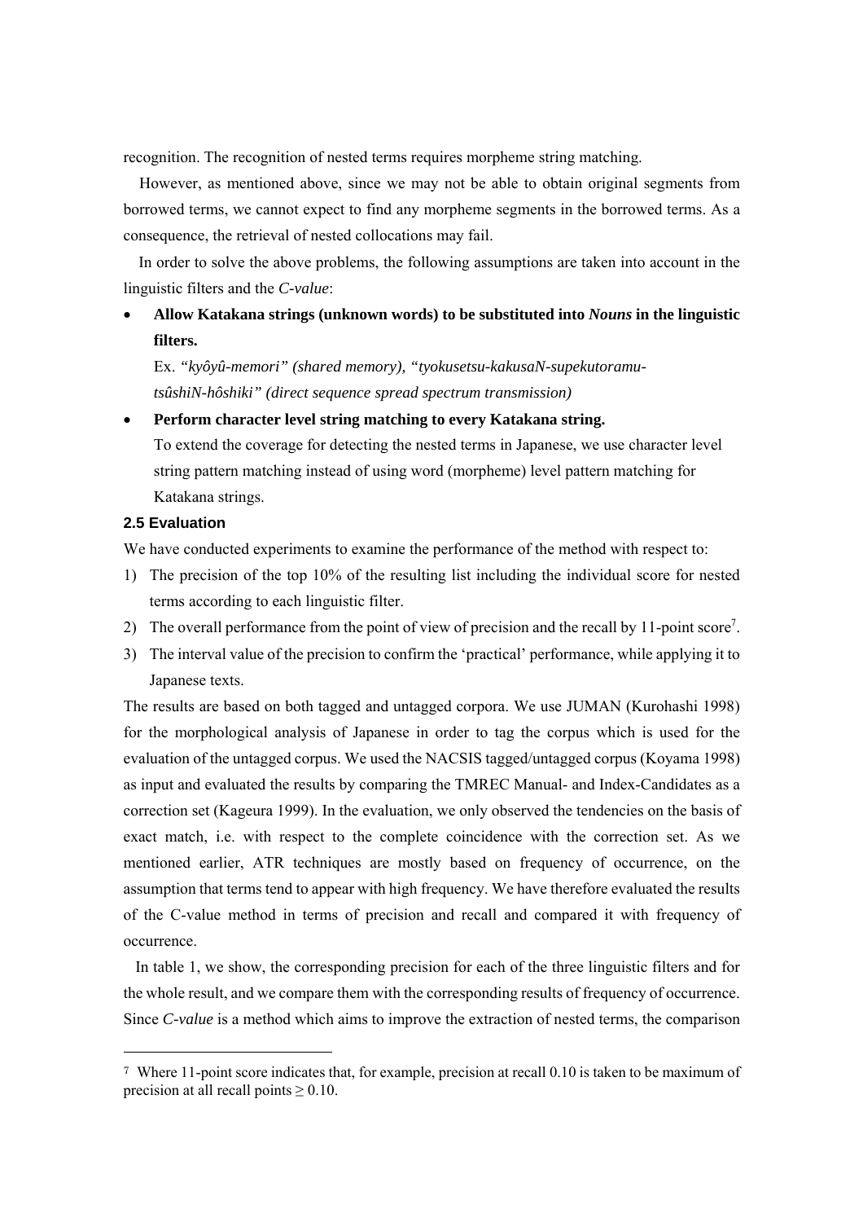recognition. The recognition of nested terms requires morpheme string matching.

However, as mentioned above, since we may not be able to obtain original segments from borrowed terms, we cannot expect to find any morpheme segments in the borrowed terms. As a consequence, the retrieval of nested collocations may fail.

In order to solve the above problems, the following assumptions are taken into account in the linguistic filters and the *C-value*:

- **Allow Katakana strings (unknown words) to be substituted into *Nouns* in the linguistic filters.**
  
  Ex. *"kyôyû-memori" (shared memory), "tyokusetsu-kakusaN-supekutoramu-tsûshiN-hôshiki" (direct sequence spread spectrum transmission)*

- **Perform character level string matching to every Katakana string.**
  
  To extend the coverage for detecting the nested terms in Japanese, we use character level string pattern matching instead of using word (morpheme) level pattern matching for Katakana strings.

### 2.5 Evaluation

We have conducted experiments to examine the performance of the method with respect to:

1) The precision of the top 10% of the resulting list including the individual score for nested terms according to each linguistic filter.
2) The overall performance from the point of view of precision and the recall by 11-point score[7].
3) The interval value of the precision to confirm the 'practical' performance, while applying it to Japanese texts.

The results are based on both tagged and untagged corpora. We use JUMAN (Kurohashi 1998) for the morphological analysis of Japanese in order to tag the corpus which is used for the evaluation of the untagged corpus. We used the NACSIS tagged/untagged corpus (Koyama 1998) as input and evaluated the results by comparing the TMREC Manual- and Index-Candidates as a correction set (Kageura 1999). In the evaluation, we only observed the tendencies on the basis of exact match, i.e. with respect to the complete coincidence with the correction set. As we mentioned earlier, ATR techniques are mostly based on frequency of occurrence, on the assumption that terms tend to appear with high frequency. We have therefore evaluated the results of the C-value method in terms of precision and recall and compared it with frequency of occurrence.

In table 1, we show, the corresponding precision for each of the three linguistic filters and for the whole result, and we compare them with the corresponding results of frequency of occurrence. Since *C-value* is a method which aims to improve the extraction of nested terms, the comparison

---

[7] Where 11-point score indicates that, for example, precision at recall 0.10 is taken to be maximum of precision at all recall points $\geq 0.10$.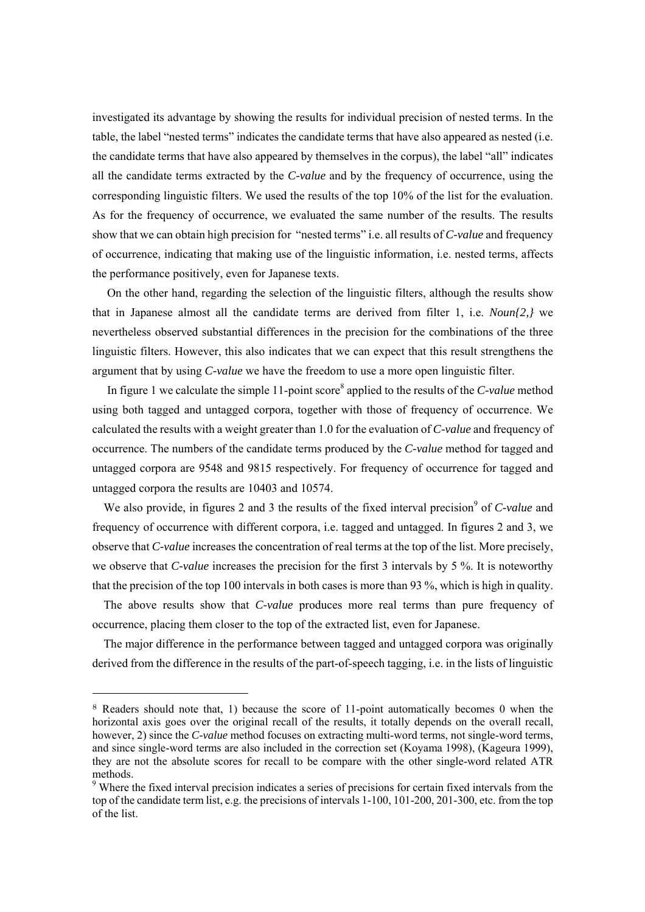investigated its advantage by showing the results for individual precision of nested terms. In the table, the label "nested terms" indicates the candidate terms that have also appeared as nested (i.e. the candidate terms that have also appeared by themselves in the corpus), the label "all" indicates all the candidate terms extracted by the *C-value* and by the frequency of occurrence, using the corresponding linguistic filters. We used the results of the top 10% of the list for the evaluation. As for the frequency of occurrence, we evaluated the same number of the results. The results show that we can obtain high precision for "nested terms" i.e. all results of *C-value* and frequency of occurrence, indicating that making use of the linguistic information, i.e. nested terms, affects the performance positively, even for Japanese texts.

On the other hand, regarding the selection of the linguistic filters, although the results show that in Japanese almost all the candidate terms are derived from filter 1, i.e. *Noun{2,}* we nevertheless observed substantial differences in the precision for the combinations of the three linguistic filters. However, this also indicates that we can expect that this result strengthens the argument that by using *C-value* we have the freedom to use a more open linguistic filter.

In figure 1 we calculate the simple 11-point score[8] applied to the results of the *C-value* method using both tagged and untagged corpora, together with those of frequency of occurrence. We calculated the results with a weight greater than 1.0 for the evaluation of *C-value* and frequency of occurrence. The numbers of the candidate terms produced by the *C-value* method for tagged and untagged corpora are 9548 and 9815 respectively. For frequency of occurrence for tagged and untagged corpora the results are 10403 and 10574.

We also provide, in figures 2 and 3 the results of the fixed interval precision[9] of *C-value* and frequency of occurrence with different corpora, i.e. tagged and untagged. In figures 2 and 3, we observe that *C-value* increases the concentration of real terms at the top of the list. More precisely, we observe that *C-value* increases the precision for the first 3 intervals by 5 %. It is noteworthy that the precision of the top 100 intervals in both cases is more than 93 %, which is high in quality.

The above results show that *C-value* produces more real terms than pure frequency of occurrence, placing them closer to the top of the extracted list, even for Japanese.

The major difference in the performance between tagged and untagged corpora was originally derived from the difference in the results of the part-of-speech tagging, i.e. in the lists of linguistic

---

[8] Readers should note that, 1) because the score of 11-point automatically becomes 0 when the horizontal axis goes over the original recall of the results, it totally depends on the overall recall, however, 2) since the *C-value* method focuses on extracting multi-word terms, not single-word terms, and since single-word terms are also included in the correction set (Koyama 1998), (Kageura 1999), they are not the absolute scores for recall to be compare with the other single-word related ATR methods.

[9] Where the fixed interval precision indicates a series of precisions for certain fixed intervals from the top of the candidate term list, e.g. the precisions of intervals 1-100, 101-200, 201-300, etc. from the top of the list.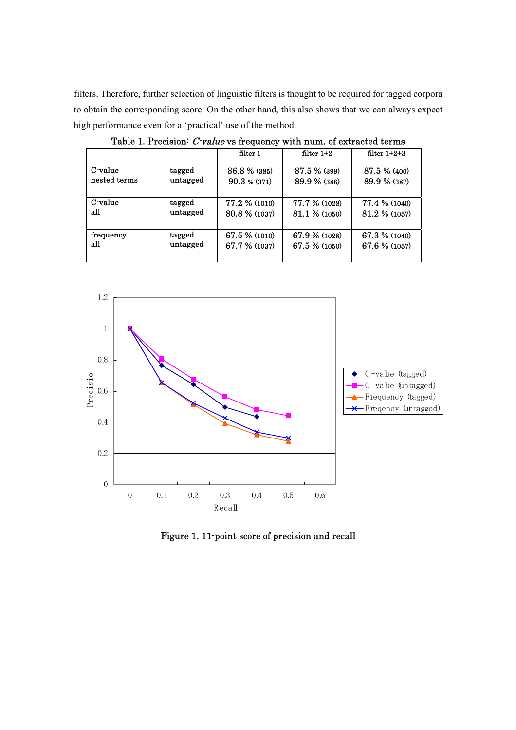filters. Therefore, further selection of linguistic filters is thought to be required for tagged corpora to obtain the corresponding score. On the other hand, this also shows that we can always expect high performance even for a 'practical' use of the method.

Table 1. Precision: *C-value* vs frequency with num. of extracted terms

| | | filter 1 | filter 1+2 | filter 1+2+3 |
|---|---|---|---|---|
| C-value nested terms | tagged | 86.8 % (385) | 87.5 % (399) | 87.5 % (400) |
| | untagged | 90.3 % (371) | 89.9 % (386) | 89.9 % (387) |
| C-value all | tagged | 77.2 % (1010) | 77.7 % (1028) | 77.4 % (1040) |
| | untagged | 80.8 % (1037) | 81.1 % (1050) | 81.2 % (1057) |
| frequency all | tagged | 67.5 % (1010) | 67.9 % (1028) | 67.3 % (1040) |
| | untagged | 67.7 % (1037) | 67.5 % (1050) | 67.6 % (1057) |

Figure 1. 11-point score of precision and recall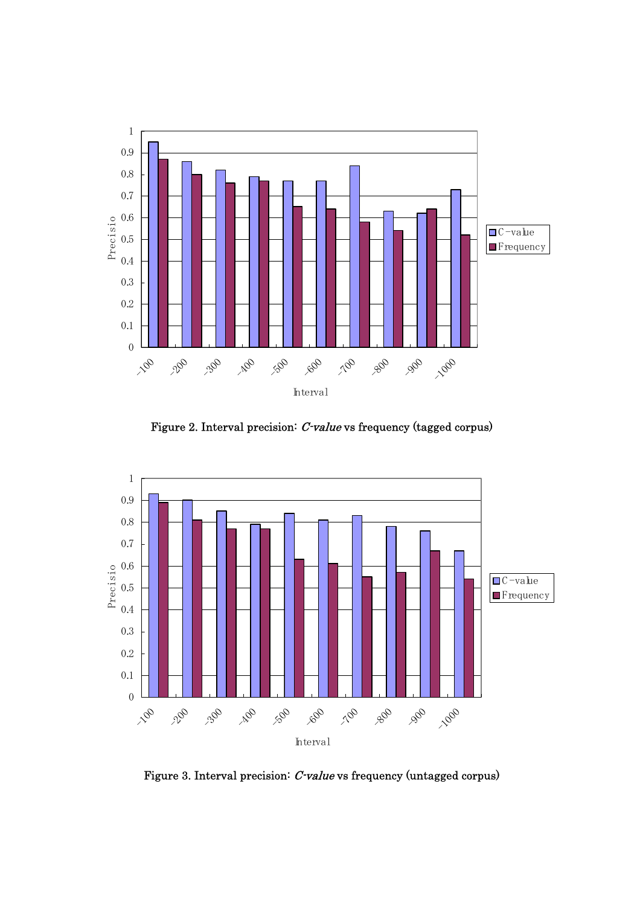Figure 2. Interval precision: *C-value* vs frequency (tagged corpus)

Figure 3. Interval precision: *C-value* vs frequency (untagged corpus)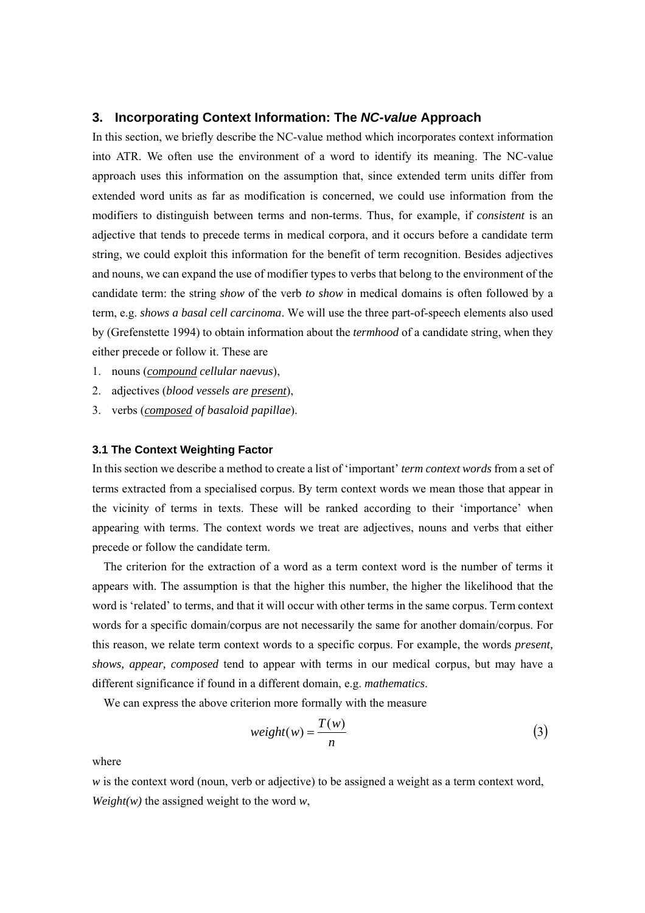## 3. Incorporating Context Information: The *NC-value* Approach

In this section, we briefly describe the NC-value method which incorporates context information into ATR. We often use the environment of a word to identify its meaning. The NC-value approach uses this information on the assumption that, since extended term units differ from extended word units as far as modification is concerned, we could use information from the modifiers to distinguish between terms and non-terms. Thus, for example, if *consistent* is an adjective that tends to precede terms in medical corpora, and it occurs before a candidate term string, we could exploit this information for the benefit of term recognition. Besides adjectives and nouns, we can expand the use of modifier types to verbs that belong to the environment of the candidate term: the string *show* of the verb *to show* in medical domains is often followed by a term, e.g. *shows a basal cell carcinoma*. We will use the three part-of-speech elements also used by (Grefenstette 1994) to obtain information about the *termhood* of a candidate string, when they either precede or follow it. These are

1. nouns (*<u>compound</u> cellular naevus*),
2. adjectives (*blood vessels are <u>present</u>*),
3. verbs (*<u>composed</u> of basaloid papillae*).

### 3.1 The Context Weighting Factor

In this section we describe a method to create a list of 'important' *term context words* from a set of terms extracted from a specialised corpus. By term context words we mean those that appear in the vicinity of terms in texts. These will be ranked according to their 'importance' when appearing with terms. The context words we treat are adjectives, nouns and verbs that either precede or follow the candidate term.

The criterion for the extraction of a word as a term context word is the number of terms it appears with. The assumption is that the higher this number, the higher the likelihood that the word is 'related' to terms, and that it will occur with other terms in the same corpus. Term context words for a specific domain/corpus are not necessarily the same for another domain/corpus. For this reason, we relate term context words to a specific corpus. For example, the words *present, shows, appear, composed* tend to appear with terms in our medical corpus, but may have a different significance if found in a different domain, e.g. *mathematics*.

We can express the above criterion more formally with the measure

$$weight(w) = \frac{T(w)}{n} \tag{3}$$

where

*w* is the context word (noun, verb or adjective) to be assigned a weight as a term context word,

*Weight(w)* the assigned weight to the word *w*,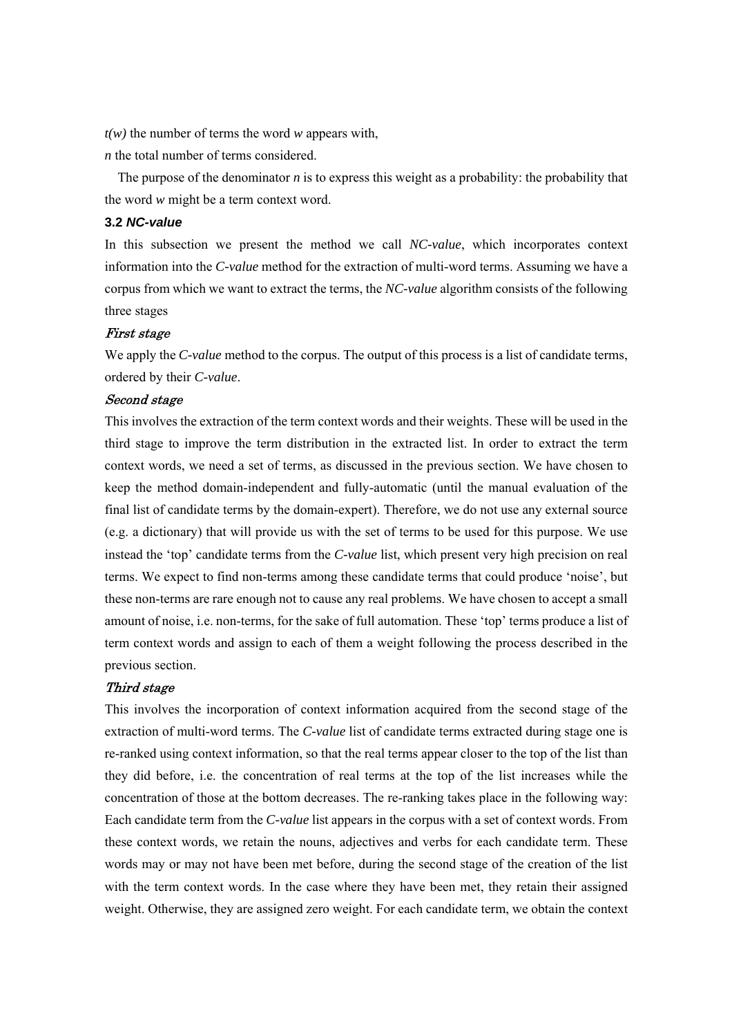$t(w)$ the number of terms the word $w$ appears with,

$n$ the total number of terms considered.

The purpose of the denominator $n$ is to express this weight as a probability: the probability that the word $w$ might be a term context word.

### 3.2 *NC-value*

In this subsection we present the method we call *NC-value*, which incorporates context information into the *C-value* method for the extraction of multi-word terms. Assuming we have a corpus from which we want to extract the terms, the *NC-value* algorithm consists of the following three stages

#### *First stage*

We apply the *C-value* method to the corpus. The output of this process is a list of candidate terms, ordered by their *C-value*.

#### *Second stage*

This involves the extraction of the term context words and their weights. These will be used in the third stage to improve the term distribution in the extracted list. In order to extract the term context words, we need a set of terms, as discussed in the previous section. We have chosen to keep the method domain-independent and fully-automatic (until the manual evaluation of the final list of candidate terms by the domain-expert). Therefore, we do not use any external source (e.g. a dictionary) that will provide us with the set of terms to be used for this purpose. We use instead the 'top' candidate terms from the *C-value* list, which present very high precision on real terms. We expect to find non-terms among these candidate terms that could produce 'noise', but these non-terms are rare enough not to cause any real problems. We have chosen to accept a small amount of noise, i.e. non-terms, for the sake of full automation. These 'top' terms produce a list of term context words and assign to each of them a weight following the process described in the previous section.

#### *Third stage*

This involves the incorporation of context information acquired from the second stage of the extraction of multi-word terms. The *C-value* list of candidate terms extracted during stage one is re-ranked using context information, so that the real terms appear closer to the top of the list than they did before, i.e. the concentration of real terms at the top of the list increases while the concentration of those at the bottom decreases. The re-ranking takes place in the following way: Each candidate term from the *C-value* list appears in the corpus with a set of context words. From these context words, we retain the nouns, adjectives and verbs for each candidate term. These words may or may not have been met before, during the second stage of the creation of the list with the term context words. In the case where they have been met, they retain their assigned weight. Otherwise, they are assigned zero weight. For each candidate term, we obtain the context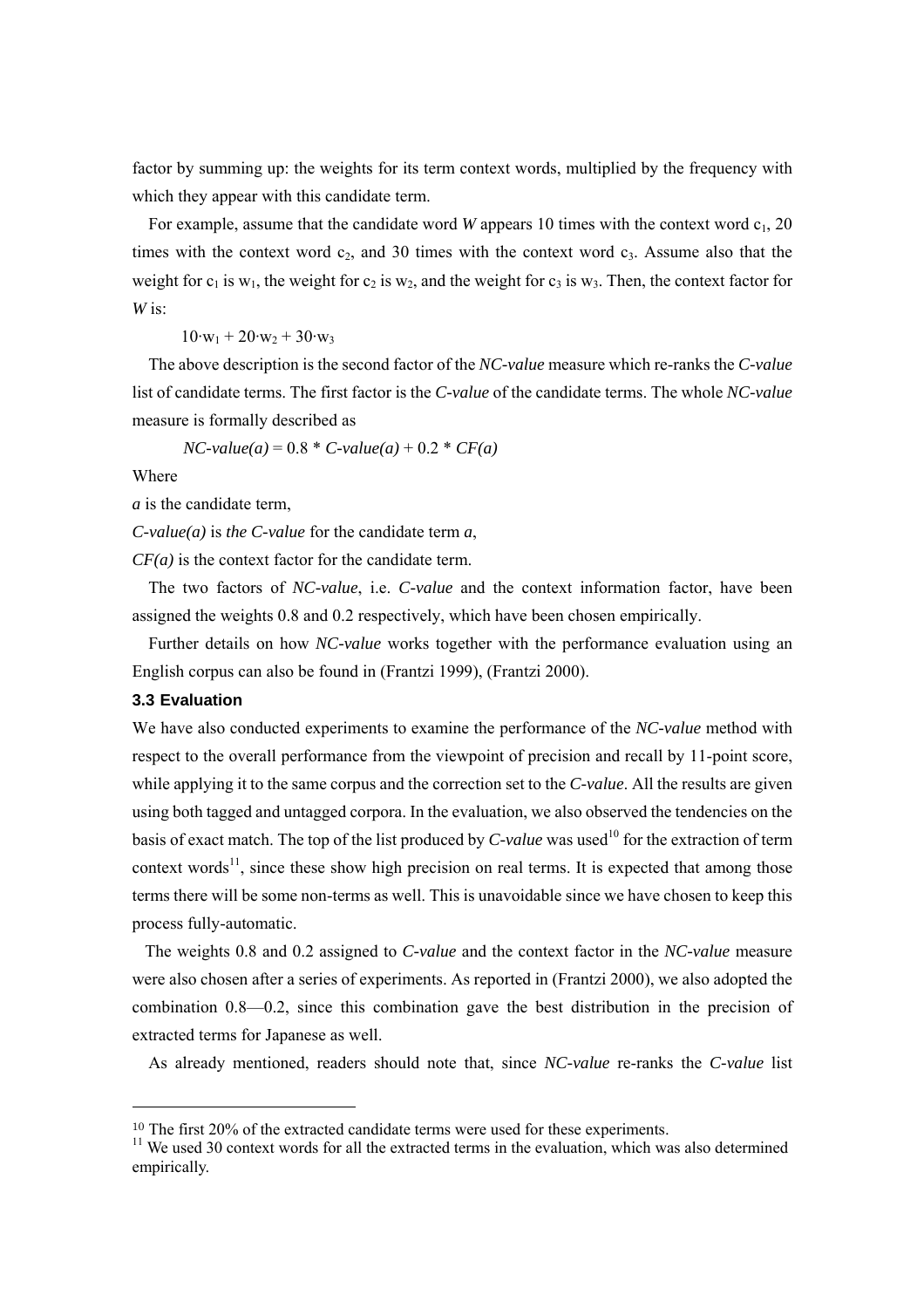factor by summing up: the weights for its term context words, multiplied by the frequency with which they appear with this candidate term.

For example, assume that the candidate word *W* appears 10 times with the context word $c_1$, 20 times with the context word $c_2$, and 30 times with the context word $c_3$. Assume also that the weight for $c_1$ is $w_1$, the weight for $c_2$ is $w_2$, and the weight for $c_3$ is $w_3$. Then, the context factor for *W* is:

$$10 \cdot w_1 + 20 \cdot w_2 + 30 \cdot w_3$$

The above description is the second factor of the *NC-value* measure which re-ranks the *C-value* list of candidate terms. The first factor is the *C-value* of the candidate terms. The whole *NC-value* measure is formally described as

$$NC\text{-}value(a) = 0.8 * C\text{-}value(a) + 0.2 * CF(a)$$

Where

*a* is the candidate term,

*C-value(a)* is *the C-value* for the candidate term *a*,

*CF(a)* is the context factor for the candidate term.

The two factors of *NC-value*, i.e. *C-value* and the context information factor, have been assigned the weights 0.8 and 0.2 respectively, which have been chosen empirically.

Further details on how *NC-value* works together with the performance evaluation using an English corpus can also be found in (Frantzi 1999), (Frantzi 2000).

### 3.3 Evaluation

We have also conducted experiments to examine the performance of the *NC-value* method with respect to the overall performance from the viewpoint of precision and recall by 11-point score, while applying it to the same corpus and the correction set to the *C-value*. All the results are given using both tagged and untagged corpora. In the evaluation, we also observed the tendencies on the basis of exact match. The top of the list produced by *C-value* was used[10] for the extraction of term context words[11], since these show high precision on real terms. It is expected that among those terms there will be some non-terms as well. This is unavoidable since we have chosen to keep this process fully-automatic.

The weights 0.8 and 0.2 assigned to *C-value* and the context factor in the *NC-value* measure were also chosen after a series of experiments. As reported in (Frantzi 2000), we also adopted the combination 0.8—0.2, since this combination gave the best distribution in the precision of extracted terms for Japanese as well.

As already mentioned, readers should note that, since *NC-value* re-ranks the *C-value* list

---

[10] The first 20% of the extracted candidate terms were used for these experiments.

[11] We used 30 context words for all the extracted terms in the evaluation, which was also determined empirically.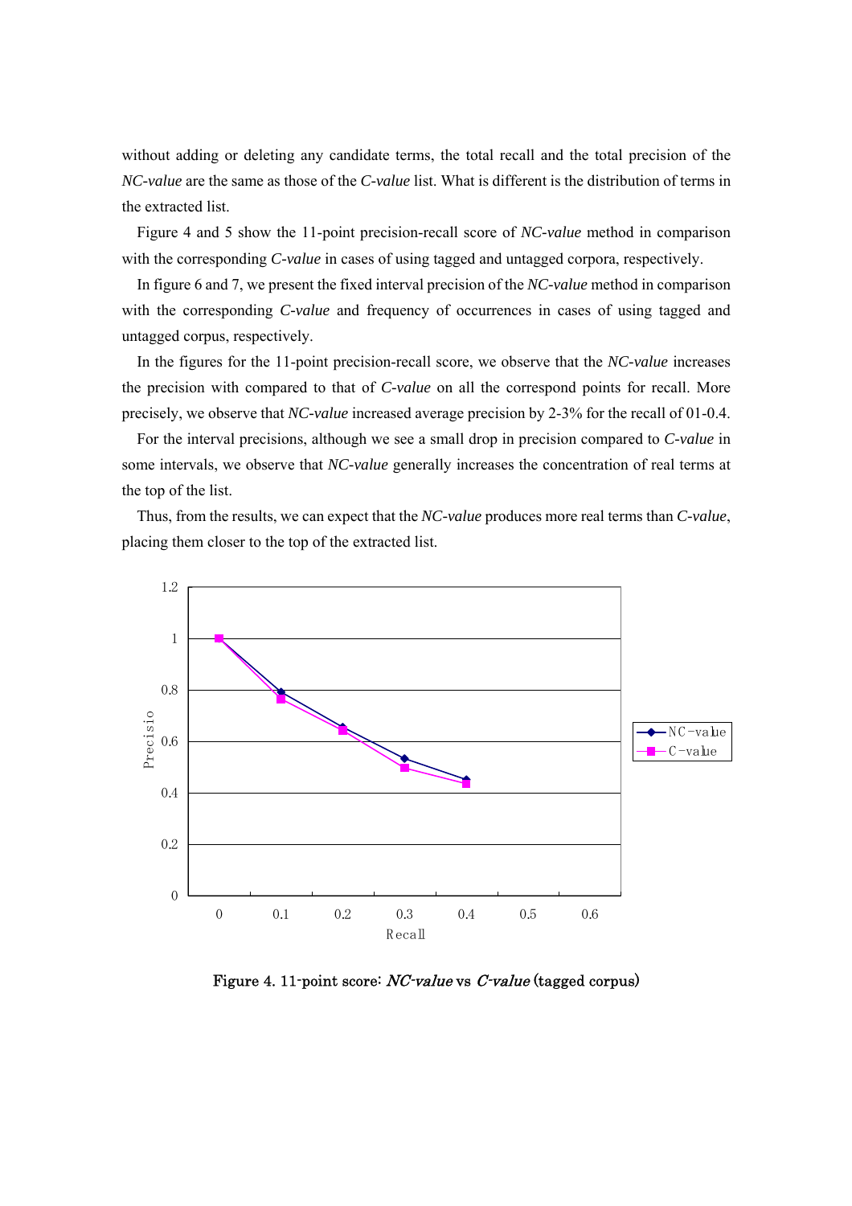without adding or deleting any candidate terms, the total recall and the total precision of the *NC-value* are the same as those of the *C-value* list. What is different is the distribution of terms in the extracted list.

Figure 4 and 5 show the 11-point precision-recall score of *NC-value* method in comparison with the corresponding *C-value* in cases of using tagged and untagged corpora, respectively.

In figure 6 and 7, we present the fixed interval precision of the *NC-value* method in comparison with the corresponding *C-value* and frequency of occurrences in cases of using tagged and untagged corpus, respectively.

In the figures for the 11-point precision-recall score, we observe that the *NC-value* increases the precision with compared to that of *C-value* on all the correspond points for recall. More precisely, we observe that *NC-value* increased average precision by 2-3% for the recall of 01-0.4.

For the interval precisions, although we see a small drop in precision compared to *C-value* in some intervals, we observe that *NC-value* generally increases the concentration of real terms at the top of the list.

Thus, from the results, we can expect that the *NC-value* produces more real terms than *C-value*, placing them closer to the top of the extracted list.

Figure 4. 11-point score: *NC-value* vs *C-value* (tagged corpus)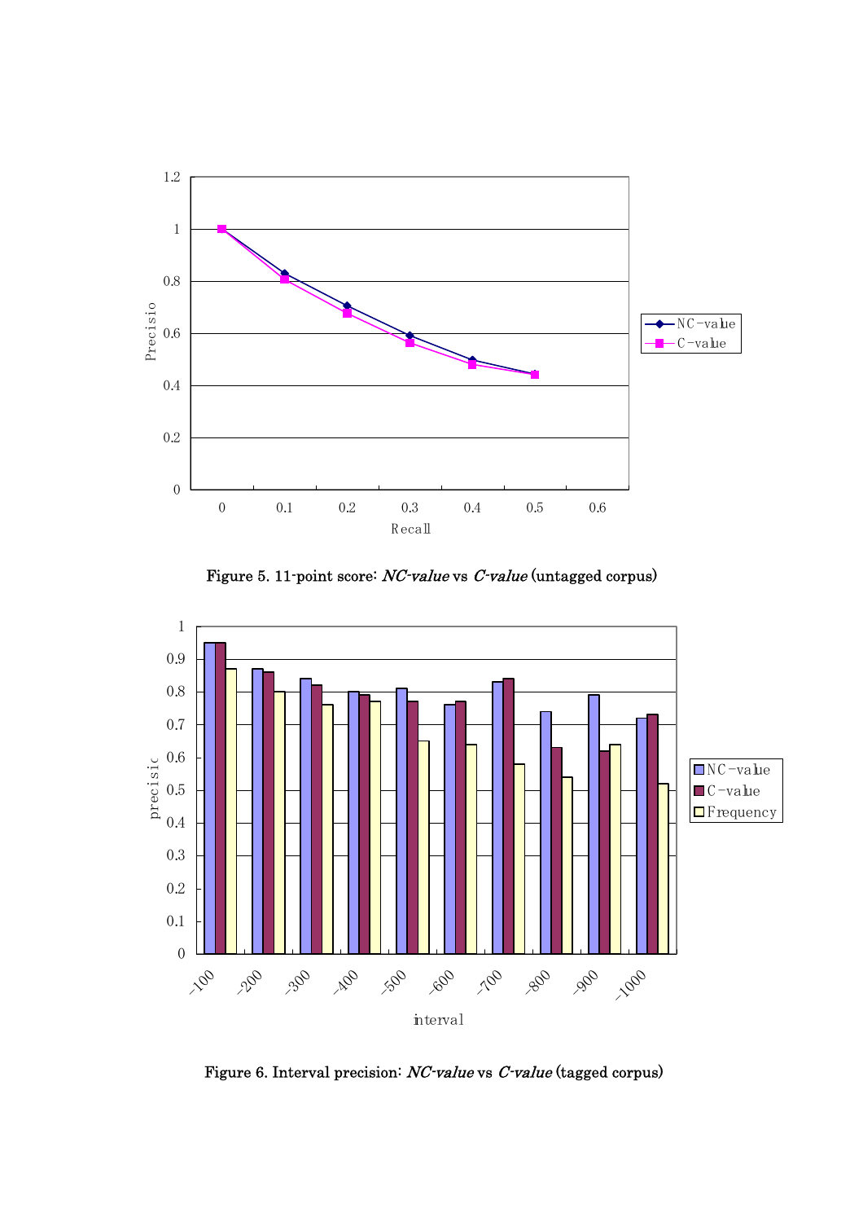Figure 5. 11-point score: *NC-value* vs *C-value* (untagged corpus)

Figure 6. Interval precision: *NC-value* vs *C-value* (tagged corpus)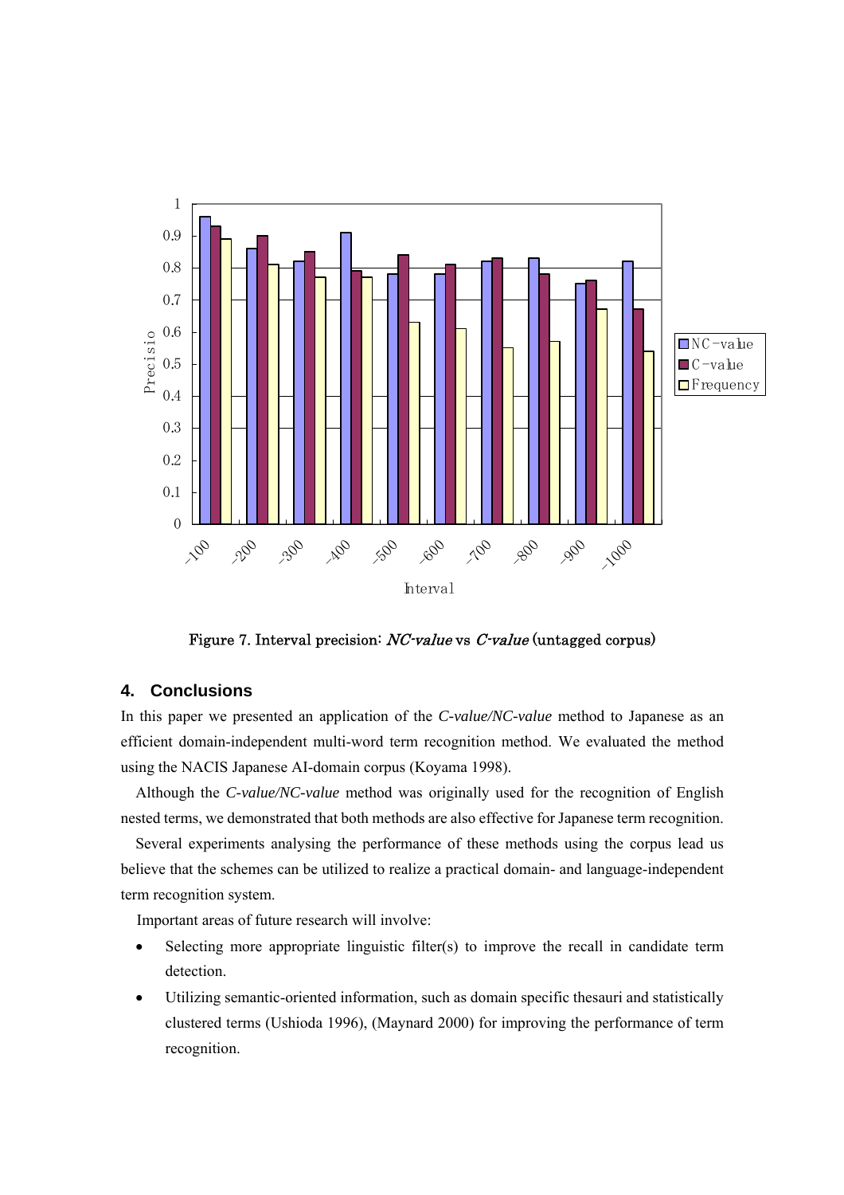Figure 7. Interval precision: *NC-value* vs *C-value* (untagged corpus)

## 4. Conclusions

In this paper we presented an application of the *C-value/NC-value* method to Japanese as an efficient domain-independent multi-word term recognition method. We evaluated the method using the NACIS Japanese AI-domain corpus (Koyama 1998).

Although the *C-value/NC-value* method was originally used for the recognition of English nested terms, we demonstrated that both methods are also effective for Japanese term recognition.

Several experiments analysing the performance of these methods using the corpus lead us believe that the schemes can be utilized to realize a practical domain- and language-independent term recognition system.

Important areas of future research will involve:

- Selecting more appropriate linguistic filter(s) to improve the recall in candidate term detection.
- Utilizing semantic-oriented information, such as domain specific thesauri and statistically clustered terms (Ushioda 1996), (Maynard 2000) for improving the performance of term recognition.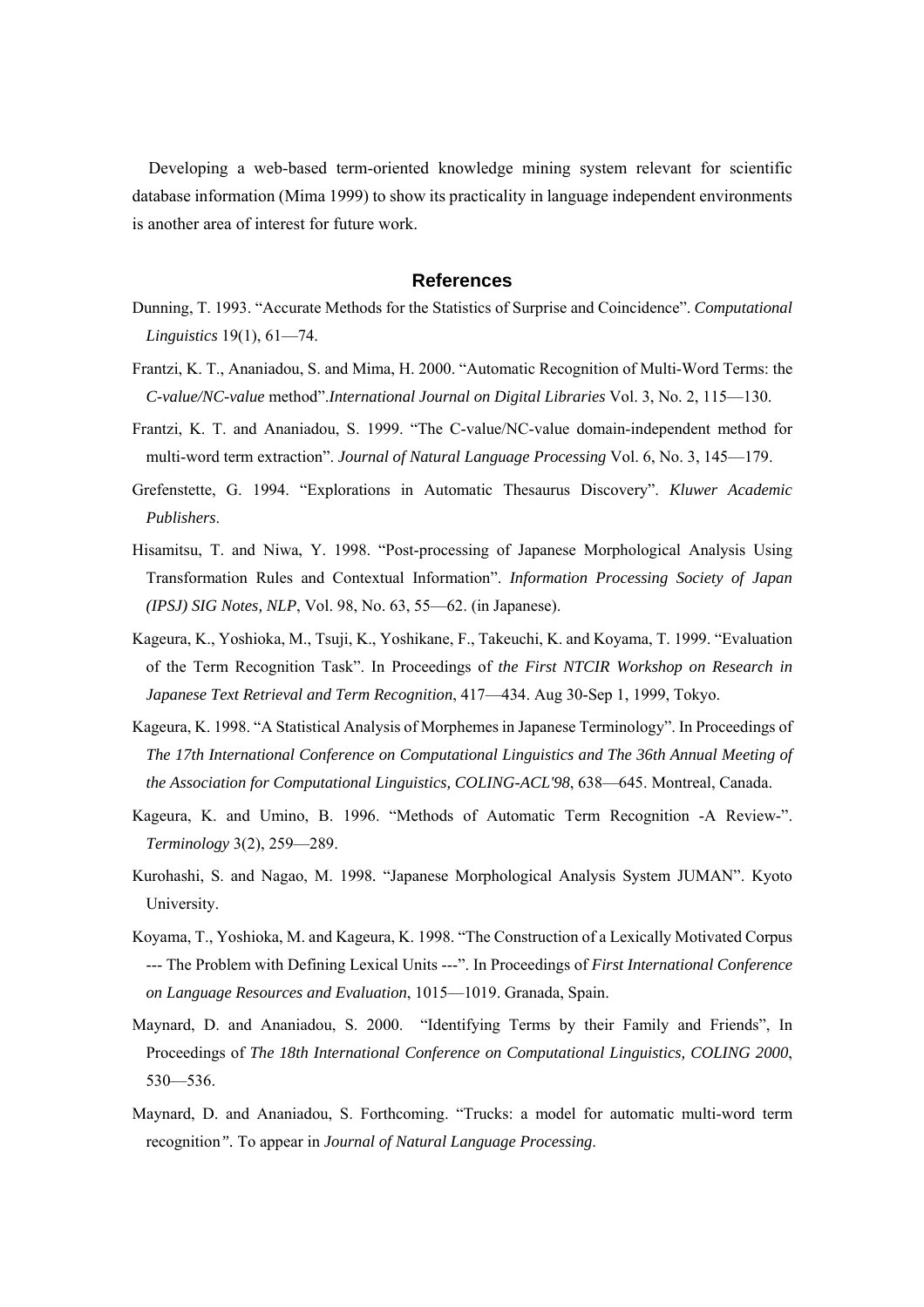Developing a web-based term-oriented knowledge mining system relevant for scientific database information (Mima 1999) to show its practicality in language independent environments is another area of interest for future work.

## References

Dunning, T. 1993. "Accurate Methods for the Statistics of Surprise and Coincidence". *Computational Linguistics* 19(1), 61—74.

Frantzi, K. T., Ananiadou, S. and Mima, H. 2000. "Automatic Recognition of Multi-Word Terms: the *C-value/NC-value* method".*International Journal on Digital Libraries* Vol. 3, No. 2, 115—130.

Frantzi, K. T. and Ananiadou, S. 1999. "The C-value/NC-value domain-independent method for multi-word term extraction". *Journal of Natural Language Processing* Vol. 6, No. 3, 145—179.

Grefenstette, G. 1994. "Explorations in Automatic Thesaurus Discovery". *Kluwer Academic Publishers*.

Hisamitsu, T. and Niwa, Y. 1998. "Post-processing of Japanese Morphological Analysis Using Transformation Rules and Contextual Information". *Information Processing Society of Japan (IPSJ) SIG Notes, NLP*, Vol. 98, No. 63, 55—62. (in Japanese).

Kageura, K., Yoshioka, M., Tsuji, K., Yoshikane, F., Takeuchi, K. and Koyama, T. 1999. "Evaluation of the Term Recognition Task". In Proceedings of *the First NTCIR Workshop on Research in Japanese Text Retrieval and Term Recognition*, 417—434. Aug 30-Sep 1, 1999, Tokyo.

Kageura, K. 1998. "A Statistical Analysis of Morphemes in Japanese Terminology". In Proceedings of *The 17th International Conference on Computational Linguistics and The 36th Annual Meeting of the Association for Computational Linguistics, COLING-ACL'98*, 638—645. Montreal, Canada.

Kageura, K. and Umino, B. 1996. "Methods of Automatic Term Recognition -A Review-". *Terminology* 3(2), 259—289.

Kurohashi, S. and Nagao, M. 1998. "Japanese Morphological Analysis System JUMAN". Kyoto University.

Koyama, T., Yoshioka, M. and Kageura, K. 1998. "The Construction of a Lexically Motivated Corpus --- The Problem with Defining Lexical Units ---". In Proceedings of *First International Conference on Language Resources and Evaluation*, 1015—1019. Granada, Spain.

Maynard, D. and Ananiadou, S. 2000. "Identifying Terms by their Family and Friends", In Proceedings of *The 18th International Conference on Computational Linguistics, COLING 2000*, 530—536.

Maynard, D. and Ananiadou, S. Forthcoming. "Trucks: a model for automatic multi-word term recognition". To appear in *Journal of Natural Language Processing*.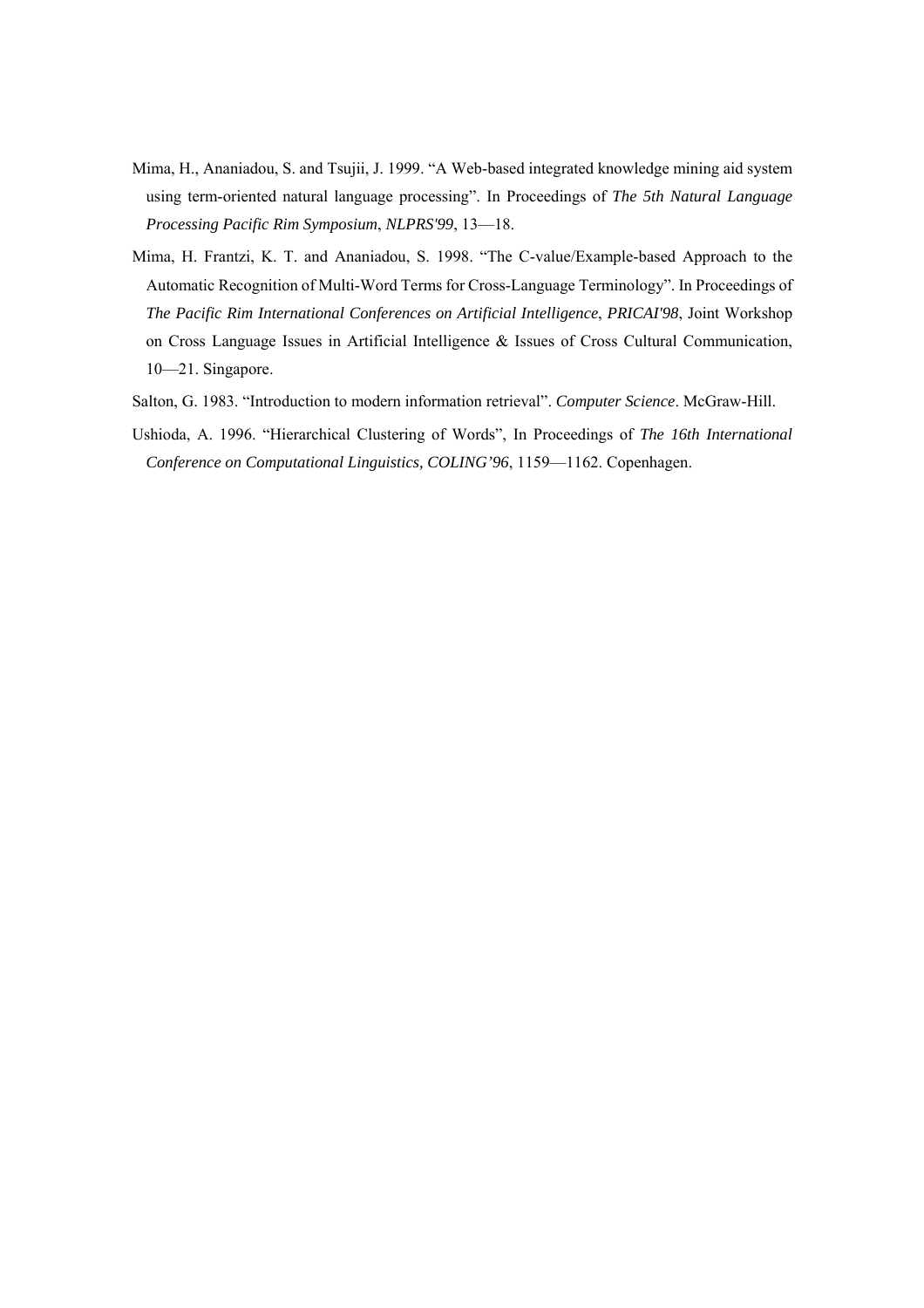Mima, H., Ananiadou, S. and Tsujii, J. 1999. “A Web-based integrated knowledge mining aid system using term-oriented natural language processing”. In Proceedings of *The 5th Natural Language Processing Pacific Rim Symposium*, *NLPRS'99*, 13—18.

Mima, H. Frantzi, K. T. and Ananiadou, S. 1998. “The C-value/Example-based Approach to the Automatic Recognition of Multi-Word Terms for Cross-Language Terminology”. In Proceedings of *The Pacific Rim International Conferences on Artificial Intelligence*, *PRICAI'98*, Joint Workshop on Cross Language Issues in Artificial Intelligence & Issues of Cross Cultural Communication, 10—21. Singapore.

Salton, G. 1983. “Introduction to modern information retrieval”. *Computer Science*. McGraw-Hill.

Ushioda, A. 1996. “Hierarchical Clustering of Words”, In Proceedings of *The 16th International Conference on Computational Linguistics, COLING’96*, 1159—1162. Copenhagen.